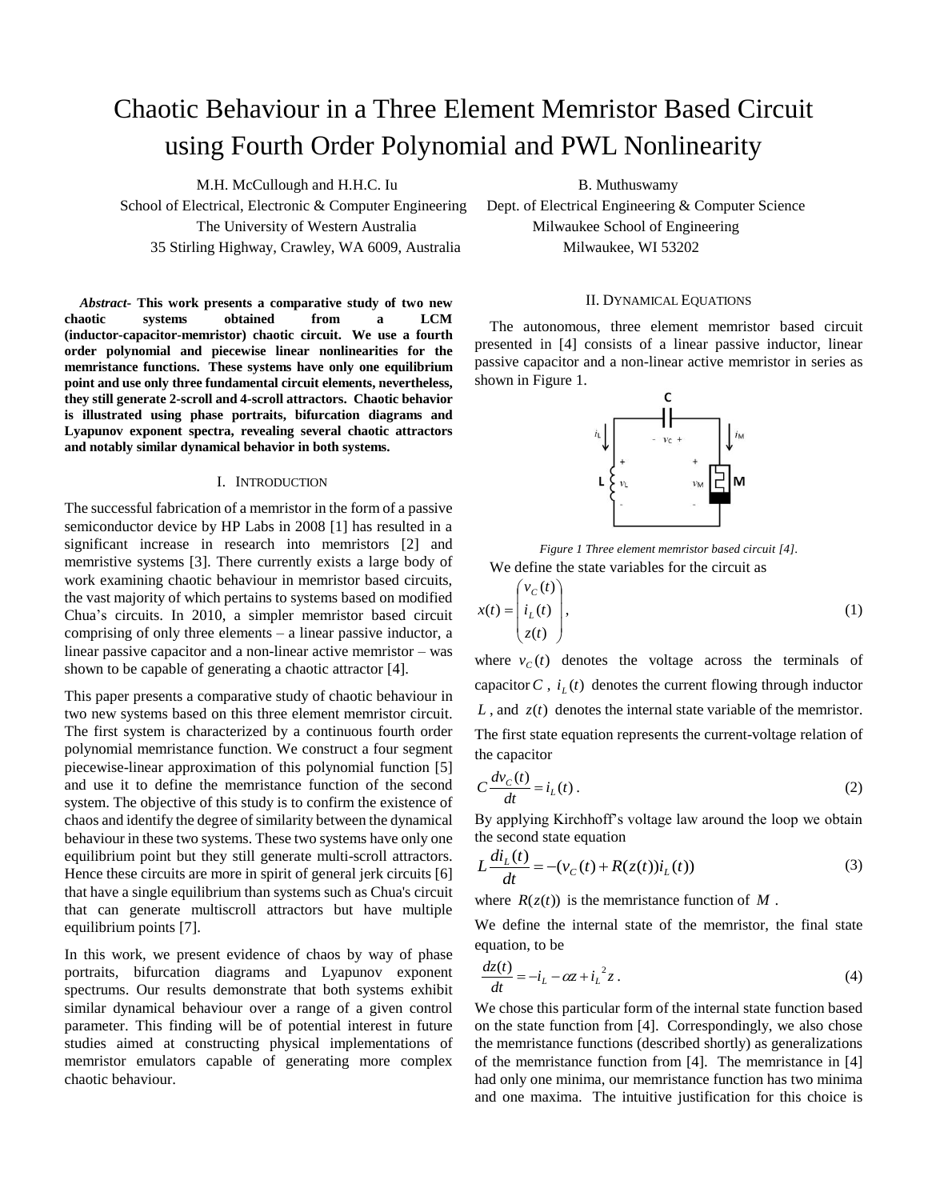# Chaotic Behaviour in a Three Element Memristor Based Circuit using Fourth Order Polynomial and PWL Nonlinearity

M.H. McCullough and H.H.C. Iu
School of Electrical, Electronic & Computer Engineering
The University of Western Australia
35 Stirling Highway, Crawley, WA 6009, Australia

B. Muthuswamy
Dept. of Electrical Engineering & Computer Science
Milwaukee School of Engineering
Milwaukee, WI 53202

***Abstract*- This work presents a comparative study of two new chaotic systems obtained from a LCM (inductor-capacitor-memristor) chaotic circuit. We use a fourth order polynomial and piecewise linear nonlinearities for the memristance functions. These systems have only one equilibrium point and use only three fundamental circuit elements, nevertheless, they still generate 2-scroll and 4-scroll attractors. Chaotic behavior is illustrated using phase portraits, bifurcation diagrams and Lyapunov exponent spectra, revealing several chaotic attractors and notably similar dynamical behavior in both systems.**

## I. Introduction

The successful fabrication of a memristor in the form of a passive semiconductor device by HP Labs in 2008 [1] has resulted in a significant increase in research into memristors [2] and memristive systems [3]. There currently exists a large body of work examining chaotic behaviour in memristor based circuits, the vast majority of which pertains to systems based on modified Chua's circuits. In 2010, a simpler memristor based circuit comprising of only three elements – a linear passive inductor, a linear passive capacitor and a non-linear active memristor – was shown to be capable of generating a chaotic attractor [4].

This paper presents a comparative study of chaotic behaviour in two new systems based on this three element memristor circuit. The first system is characterized by a continuous fourth order polynomial memristance function. We construct a four segment piecewise-linear approximation of this polynomial function [5] and use it to define the memristance function of the second system. The objective of this study is to confirm the existence of chaos and identify the degree of similarity between the dynamical behaviour in these two systems. These two systems have only one equilibrium point but they still generate multi-scroll attractors. Hence these circuits are more in spirit of general jerk circuits [6] that have a single equilibrium than systems such as Chua's circuit that can generate multiscroll attractors but have multiple equilibrium points [7].

In this work, we present evidence of chaos by way of phase portraits, bifurcation diagrams and Lyapunov exponent spectrums. Our results demonstrate that both systems exhibit similar dynamical behaviour over a range of a given control parameter. This finding will be of potential interest in future studies aimed at constructing physical implementations of memristor emulators capable of generating more complex chaotic behaviour.

## II. Dynamical Equations

The autonomous, three element memristor based circuit presented in [4] consists of a linear passive inductor, linear passive capacitor and a non-linear active memristor in series as shown in Figure 1.

*Figure 1 Three element memristor based circuit [4].*

We define the state variables for the circuit as

$$x(t) = \begin{pmatrix} v_C(t) \\ i_L(t) \\ z(t) \end{pmatrix}, \tag{1}$$

where $v_C(t)$ denotes the voltage across the terminals of capacitor $C$, $i_L(t)$ denotes the current flowing through inductor $L$, and $z(t)$ denotes the internal state variable of the memristor. The first state equation represents the current-voltage relation of the capacitor

$$C\frac{dv_C(t)}{dt} = i_L(t). \tag{2}$$

By applying Kirchhoff's voltage law around the loop we obtain the second state equation

$$L\frac{di_L(t)}{dt} = -(v_C(t) + R(z(t))i_L(t)) \tag{3}$$

where $R(z(t))$ is the memristance function of $M$.

We define the internal state of the memristor, the final state equation, to be

$$\frac{dz(t)}{dt} = -i_L - \alpha z + i_L{}^2 z. \tag{4}$$

We chose this particular form of the internal state function based on the state function from [4]. Correspondingly, we also chose the memristance functions (described shortly) as generalizations of the memristance function from [4]. The memristance in [4] had only one minima, our memristance function has two minima and one maxima. The intuitive justification for this choice is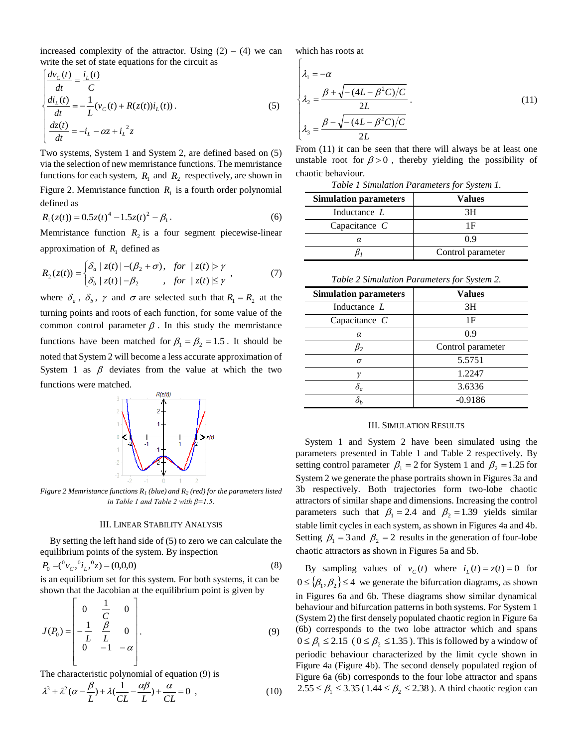increased complexity of the attractor. Using (2) – (4) we can write the set of state equations for the circuit as

$$\begin{cases} \dfrac{dv_C(t)}{dt} = \dfrac{i_L(t)}{C} \\ \dfrac{di_L(t)}{dt} = -\dfrac{1}{L}(v_C(t) + R(z(t))i_L(t)) \\ \dfrac{dz(t)}{dt} = -i_L - \alpha z + {i_L}^2 z \end{cases} \quad (5)$$

Two systems, System 1 and System 2, are defined based on (5) via the selection of new memristance functions. The memristance functions for each system, $R_1$ and $R_2$ respectively, are shown in Figure 2. Memristance function $R_1$ is a fourth order polynomial defined as

$$R_1(z(t)) = 0.5z(t)^4 - 1.5z(t)^2 - \beta_1 . \quad (6)$$

Memristance function $R_2$ is a four segment piecewise-linear approximation of $R_1$ defined as

$$R_2(z(t)) = \begin{cases} \delta_a \, |z(t)| - (\beta_2 + \sigma), & for \ |z(t)| > \gamma \\ \delta_b \, |z(t)| - \beta_2 & , \ for \ |z(t)| \le \gamma \end{cases} , \quad (7)$$

where $\delta_a$, $\delta_b$, $\gamma$ and $\sigma$ are selected such that $R_1 = R_2$ at the turning points and roots of each function, for some value of the common control parameter $\beta$. In this study the memristance functions have been matched for $\beta_1 = \beta_2 = 1.5$. It should be noted that System 2 will become a less accurate approximation of System 1 as $\beta$ deviates from the value at which the two functions were matched.

*Figure 2 Memristance functions $R_1$ (blue) and $R_2$ (red) for the parameters listed in Table 1 and Table 2 with $\beta$=1.5.*

## III. Linear Stability Analysis

By setting the left hand side of (5) to zero we can calculate the equilibrium points of the system. By inspection

$$P_0 = ({}^0v_C, {}^0i_L, {}^0z) = (0,0,0) \quad (8)$$

is an equilibrium set for this system. For both systems, it can be shown that the Jacobian at the equilibrium point is given by

$$J(P_0) = \begin{bmatrix} 0 & \dfrac{1}{C} & 0 \\ -\dfrac{1}{L} & \dfrac{\beta}{L} & 0 \\ 0 & -1 & -\alpha \end{bmatrix} . \quad (9)$$

The characteristic polynomial of equation (9) is

$$\lambda^3 + \lambda^2(\alpha - \frac{\beta}{L}) + \lambda(\frac{1}{CL} - \frac{\alpha\beta}{L}) + \frac{\alpha}{CL} = 0 \ , \quad (10)$$

which has roots at

$$\begin{cases} \lambda_1 = -\alpha \\ \lambda_2 = \dfrac{\beta + \sqrt{-(4L - \beta^2 C)/C}}{2L} \\ \lambda_3 = \dfrac{\beta - \sqrt{-(4L - \beta^2 C)/C}}{2L} \end{cases} . \quad (11)$$

From (11) it can be seen that there will always be at least one unstable root for $\beta > 0$, thereby yielding the possibility of chaotic behaviour.

*Table 1 Simulation Parameters for System 1.*

| Simulation parameters | Values |
|---|---|
| Inductance $L$ | 3H |
| Capacitance $C$ | 1F |
| $\alpha$ | 0.9 |
| $\beta_1$ | Control parameter |

*Table 2 Simulation Parameters for System 2.*

| Simulation parameters | Values |
|---|---|
| Inductance $L$ | 3H |
| Capacitance $C$ | 1F |
| $\alpha$ | 0.9 |
| $\beta_2$ | Control parameter |
| $\sigma$ | 5.5751 |
| $\gamma$ | 1.2247 |
| $\delta_a$ | 3.6336 |
| $\delta_b$ | -0.9186 |

## III. Simulation Results

System 1 and System 2 have been simulated using the parameters presented in Table 1 and Table 2 respectively. By setting control parameter $\beta_1 = 2$ for System 1 and $\beta_2 = 1.25$ for System 2 we generate the phase portraits shown in Figures 3a and 3b respectively. Both trajectories form two-lobe chaotic attractors of similar shape and dimensions. Increasing the control parameters such that $\beta_1 = 2.4$ and $\beta_2 = 1.39$ yields similar stable limit cycles in each system, as shown in Figures 4a and 4b. Setting $\beta_1 = 3$ and $\beta_2 = 2$ results in the generation of four-lobe chaotic attractors as shown in Figures 5a and 5b.

By sampling values of $v_C(t)$ where $i_L(t) = z(t) = 0$ for $0 \le \{\beta_1, \beta_2\} \le 4$ we generate the bifurcation diagrams, as shown in Figures 6a and 6b. These diagrams show similar dynamical behaviour and bifurcation patterns in both systems. For System 1 (System 2) the first densely populated chaotic region in Figure 6a (6b) corresponds to the two lobe attractor which and spans $0 \le \beta_1 \le 2.15$ ($0 \le \beta_2 \le 1.35$). This is followed by a window of periodic behaviour characterized by the limit cycle shown in Figure 4a (Figure 4b). The second densely populated region of Figure 6a (6b) corresponds to the four lobe attractor and spans $2.55 \le \beta_1 \le 3.35$ ($1.44 \le \beta_2 \le 2.38$). A third chaotic region can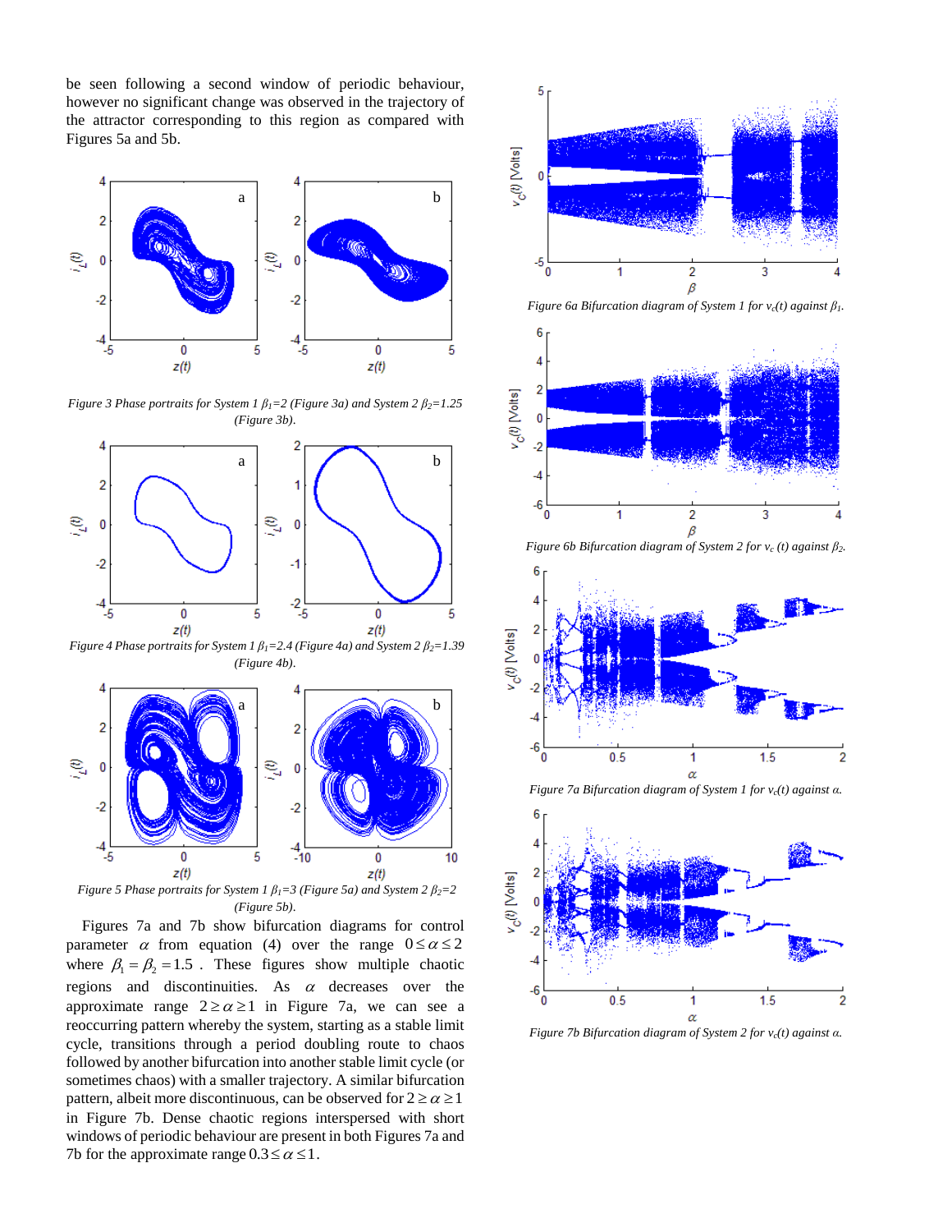be seen following a second window of periodic behaviour, however no significant change was observed in the trajectory of the attractor corresponding to this region as compared with Figures 5a and 5b.

*Figure 3 Phase portraits for System 1 $\beta_1$=2 (Figure 3a) and System 2 $\beta_2$=1.25 (Figure 3b).*

*Figure 4 Phase portraits for System 1 $\beta_1$=2.4 (Figure 4a) and System 2 $\beta_2$=1.39 (Figure 4b).*

*Figure 5 Phase portraits for System 1 $\beta_1$=3 (Figure 5a) and System 2 $\beta_2$=2 (Figure 5b).*

Figures 7a and 7b show bifurcation diagrams for control parameter $\alpha$ from equation (4) over the range $0 \le \alpha \le 2$ where $\beta_1 = \beta_2 = 1.5$. These figures show multiple chaotic regions and discontinuities. As $\alpha$ decreases over the approximate range $2 \ge \alpha \ge 1$ in Figure 7a, we can see a reoccurring pattern whereby the system, starting as a stable limit cycle, transitions through a period doubling route to chaos followed by another bifurcation into another stable limit cycle (or sometimes chaos) with a smaller trajectory. A similar bifurcation pattern, albeit more discontinuous, can be observed for $2 \ge \alpha \ge 1$ in Figure 7b. Dense chaotic regions interspersed with short windows of periodic behaviour are present in both Figures 7a and 7b for the approximate range $0.3 \le \alpha \le 1$.

*Figure 6a Bifurcation diagram of System 1 for $v_c(t)$ against $\beta_1$.*

*Figure 6b Bifurcation diagram of System 2 for $v_c(t)$ against $\beta_2$.*

*Figure 7a Bifurcation diagram of System 1 for $v_c(t)$ against $\alpha$.*

*Figure 7b Bifurcation diagram of System 2 for $v_c(t)$ against $\alpha$.*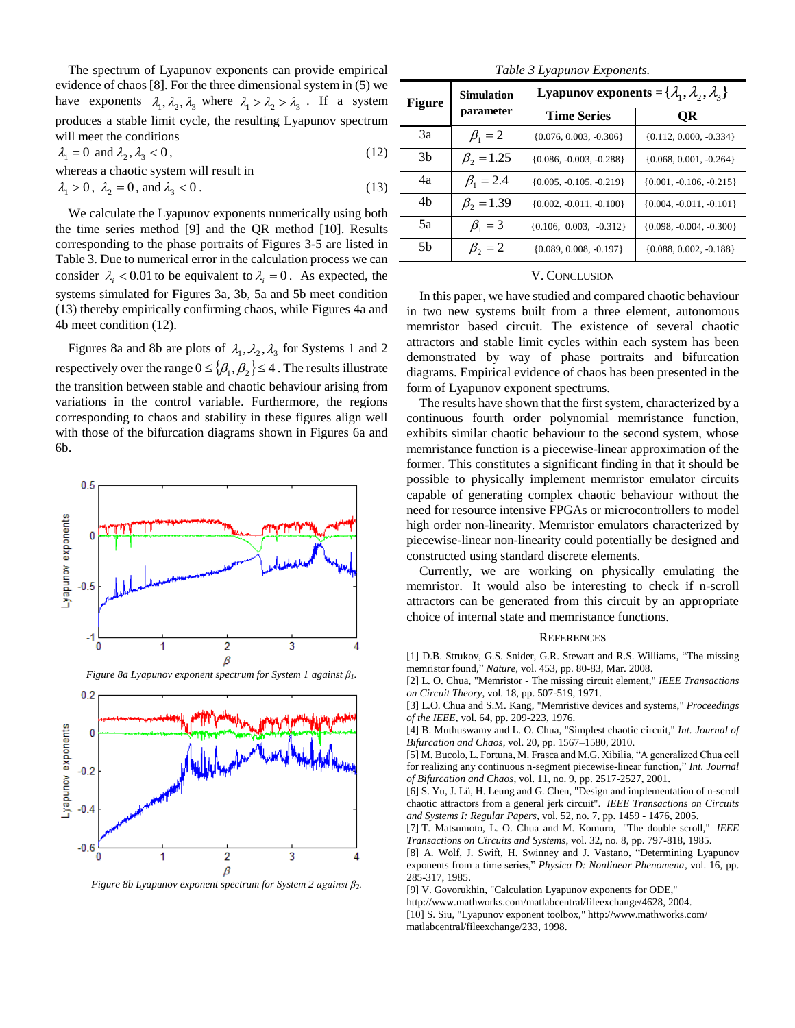The spectrum of Lyapunov exponents can provide empirical evidence of chaos [8]. For the three dimensional system in (5) we have exponents $\lambda_1, \lambda_2, \lambda_3$ where $\lambda_1 > \lambda_2 > \lambda_3$. If a system produces a stable limit cycle, the resulting Lyapunov spectrum will meet the conditions

$$\lambda_1 = 0 \text{ and } \lambda_2, \lambda_3 < 0, \tag{12}$$

whereas a chaotic system will result in

$$\lambda_1 > 0,\ \lambda_2 = 0, \text{ and } \lambda_3 < 0. \tag{13}$$

We calculate the Lyapunov exponents numerically using both the time series method [9] and the QR method [10]. Results corresponding to the phase portraits of Figures 3-5 are listed in Table 3. Due to numerical error in the calculation process we can consider $\lambda_i < 0.01$ to be equivalent to $\lambda_i = 0$. As expected, the systems simulated for Figures 3a, 3b, 5a and 5b meet condition (13) thereby empirically confirming chaos, while Figures 4a and 4b meet condition (12).

Figures 8a and 8b are plots of $\lambda_1, \lambda_2, \lambda_3$ for Systems 1 and 2 respectively over the range $0 \le \{\beta_1, \beta_2\} \le 4$. The results illustrate the transition between stable and chaotic behaviour arising from variations in the control variable. Furthermore, the regions corresponding to chaos and stability in these figures align well with those of the bifurcation diagrams shown in Figures 6a and 6b.

0.5
0
-0.5
-1
Lyapunov exponents
0 1 2 3 4
β

*Figure 8a Lyapunov exponent spectrum for System 1 against $\beta_1$.*

0.2
0
-0.2
-0.4
-0.6
Lyapunov exponents
0 1 2 3 4
β

*Figure 8b Lyapunov exponent spectrum for System 2 against $\beta_2$.*

*Table 3 Lyapunov Exponents.*

| Figure | Simulation parameter | Lyapunov exponents $=\{\lambda_1,\lambda_2,\lambda_3\}$ | |
|---|---|---|---|
| | | Time Series | QR |
| 3a | $\beta_1 = 2$ | {0.076, 0.003, -0.306} | {0.112, 0.000, -0.334} |
| 3b | $\beta_2 = 1.25$ | {0.086, -0.003, -0.288} | {0.068, 0.001, -0.264} |
| 4a | $\beta_1 = 2.4$ | {0.005, -0.105, -0.219} | {0.001, -0.106, -0.215} |
| 4b | $\beta_2 = 1.39$ | {0.002, -0.011, -0.100} | {0.004, -0.011, -0.101} |
| 5a | $\beta_1 = 3$ | {0.106, 0.003, -0.312} | {0.098, -0.004, -0.300} |
| 5b | $\beta_2 = 2$ | {0.089, 0.008, -0.197} | {0.088, 0.002, -0.188} |

## V. Conclusion

In this paper, we have studied and compared chaotic behaviour in two new systems built from a three element, autonomous memristor based circuit. The existence of several chaotic attractors and stable limit cycles within each system has been demonstrated by way of phase portraits and bifurcation diagrams. Empirical evidence of chaos has been presented in the form of Lyapunov exponent spectrums.

The results have shown that the first system, characterized by a continuous fourth order polynomial memristance function, exhibits similar chaotic behaviour to the second system, whose memristance function is a piecewise-linear approximation of the former. This constitutes a significant finding in that it should be possible to physically implement memristor emulator circuits capable of generating complex chaotic behaviour without the need for resource intensive FPGAs or microcontrollers to model high order non-linearity. Memristor emulators characterized by piecewise-linear non-linearity could potentially be designed and constructed using standard discrete elements.

Currently, we are working on physically emulating the memristor. It would also be interesting to check if n-scroll attractors can be generated from this circuit by an appropriate choice of internal state and memristance functions.

## References

[1] D.B. Strukov, G.S. Snider, G.R. Stewart and R.S. Williams, "The missing memristor found," *Nature*, vol. 453, pp. 80-83, Mar. 2008.

[2] L. O. Chua, "Memristor - The missing circuit element," *IEEE Transactions on Circuit Theory*, vol. 18, pp. 507-519, 1971.

[3] L.O. Chua and S.M. Kang, "Memristive devices and systems," *Proceedings of the IEEE*, vol. 64, pp. 209-223, 1976.

[4] B. Muthuswamy and L. O. Chua, "Simplest chaotic circuit," *Int. Journal of Bifurcation and Chaos*, vol. 20, pp. 1567–1580, 2010.

[5] M. Bucolo, L. Fortuna, M. Frasca and M.G. Xibilia, "A generalized Chua cell for realizing any continuous n-segment piecewise-linear function," *Int. Journal of Bifurcation and Chaos*, vol. 11, no. 9, pp. 2517-2527, 2001.

[6] S. Yu, J. Lü, H. Leung and G. Chen, "Design and implementation of n-scroll chaotic attractors from a general jerk circuit". *IEEE Transactions on Circuits and Systems I: Regular Papers*, vol. 52, no. 7, pp. 1459 - 1476, 2005.

[7] T. Matsumoto, L. O. Chua and M. Komuro, "The double scroll," *IEEE Transactions on Circuits and Systems*, vol. 32, no. 8, pp. 797-818, 1985.

[8] A. Wolf, J. Swift, H. Swinney and J. Vastano, "Determining Lyapunov exponents from a time series," *Physica D: Nonlinear Phenomena*, vol. 16, pp. 285-317, 1985.

[9] V. Govorukhin, "Calculation Lyapunov exponents for ODE," http://www.mathworks.com/matlabcentral/fileexchange/4628, 2004.

[10] S. Siu, "Lyapunov exponent toolbox," http://www.mathworks.com/matlabcentral/fileexchange/233, 1998.